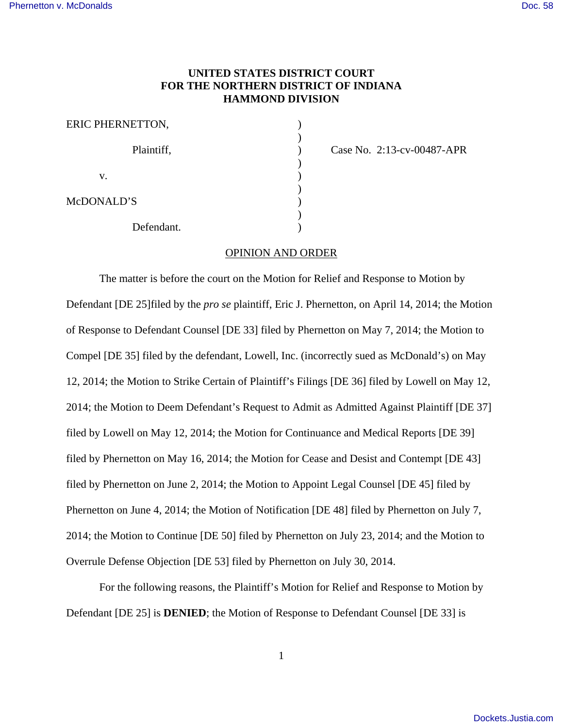# UNITED STATES DISTRICT COURT
# FOR THE NORTHERN DISTRICT OF INDIANA
# HAMMOND DIVISION

| | | |
|---|---|---|
| ERIC PHERNETTON, | ) | |
| | ) | |
| Plaintiff, | ) | Case No. 2:13-cv-00487-APR |
| | ) | |
| v. | ) | |
| | ) | |
| McDONALD'S | ) | |
| | ) | |
| Defendant. | ) | |

## OPINION AND ORDER

The matter is before the court on the Motion for Relief and Response to Motion by Defendant [DE 25]filed by the *pro se* plaintiff, Eric J. Phernetton, on April 14, 2014; the Motion of Response to Defendant Counsel [DE 33] filed by Phernetton on May 7, 2014; the Motion to Compel [DE 35] filed by the defendant, Lowell, Inc. (incorrectly sued as McDonald's) on May 12, 2014; the Motion to Strike Certain of Plaintiff's Filings [DE 36] filed by Lowell on May 12, 2014; the Motion to Deem Defendant's Request to Admit as Admitted Against Plaintiff [DE 37] filed by Lowell on May 12, 2014; the Motion for Continuance and Medical Reports [DE 39] filed by Phernetton on May 16, 2014; the Motion for Cease and Desist and Contempt [DE 43] filed by Phernetton on June 2, 2014; the Motion to Appoint Legal Counsel [DE 45] filed by Phernetton on June 4, 2014; the Motion of Notification [DE 48] filed by Phernetton on July 7, 2014; the Motion to Continue [DE 50] filed by Phernetton on July 23, 2014; and the Motion to Overrule Defense Objection [DE 53] filed by Phernetton on July 30, 2014.

For the following reasons, the Plaintiff's Motion for Relief and Response to Motion by Defendant [DE 25] is **DENIED**; the Motion of Response to Defendant Counsel [DE 33] is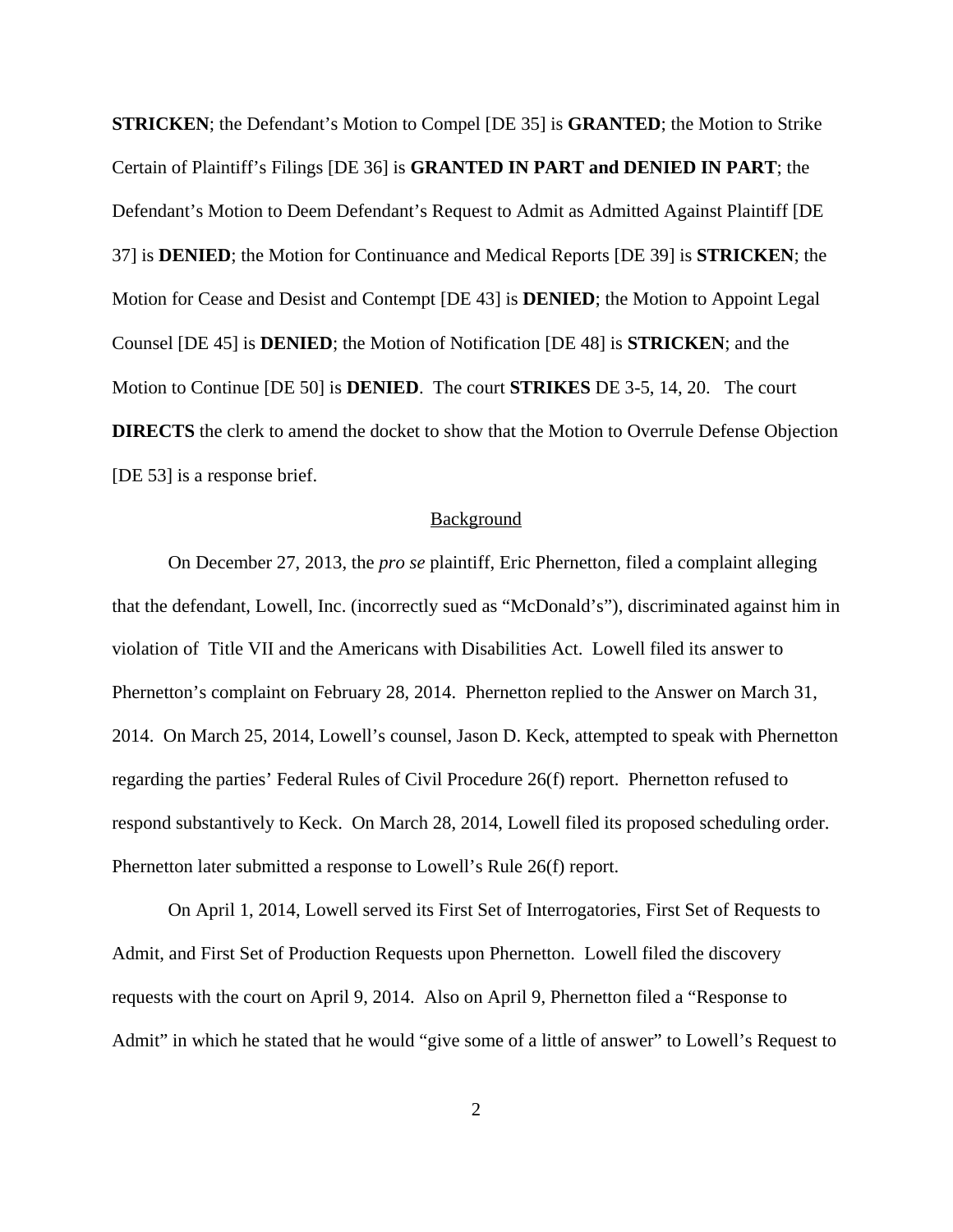**STRICKEN**; the Defendant's Motion to Compel [DE 35] is **GRANTED**; the Motion to Strike Certain of Plaintiff's Filings [DE 36] is **GRANTED IN PART and DENIED IN PART**; the Defendant's Motion to Deem Defendant's Request to Admit as Admitted Against Plaintiff [DE 37] is **DENIED**; the Motion for Continuance and Medical Reports [DE 39] is **STRICKEN**; the Motion for Cease and Desist and Contempt [DE 43] is **DENIED**; the Motion to Appoint Legal Counsel [DE 45] is **DENIED**; the Motion of Notification [DE 48] is **STRICKEN**; and the Motion to Continue [DE 50] is **DENIED**. The court **STRIKES** DE 3-5, 14, 20. The court **DIRECTS** the clerk to amend the docket to show that the Motion to Overrule Defense Objection [DE 53] is a response brief.

## Background

On December 27, 2013, the *pro se* plaintiff, Eric Phernetton, filed a complaint alleging that the defendant, Lowell, Inc. (incorrectly sued as "McDonald's"), discriminated against him in violation of Title VII and the Americans with Disabilities Act. Lowell filed its answer to Phernetton's complaint on February 28, 2014. Phernetton replied to the Answer on March 31, 2014. On March 25, 2014, Lowell's counsel, Jason D. Keck, attempted to speak with Phernetton regarding the parties' Federal Rules of Civil Procedure 26(f) report. Phernetton refused to respond substantively to Keck. On March 28, 2014, Lowell filed its proposed scheduling order. Phernetton later submitted a response to Lowell's Rule 26(f) report.

On April 1, 2014, Lowell served its First Set of Interrogatories, First Set of Requests to Admit, and First Set of Production Requests upon Phernetton. Lowell filed the discovery requests with the court on April 9, 2014. Also on April 9, Phernetton filed a "Response to Admit" in which he stated that he would "give some of a little of answer" to Lowell's Request to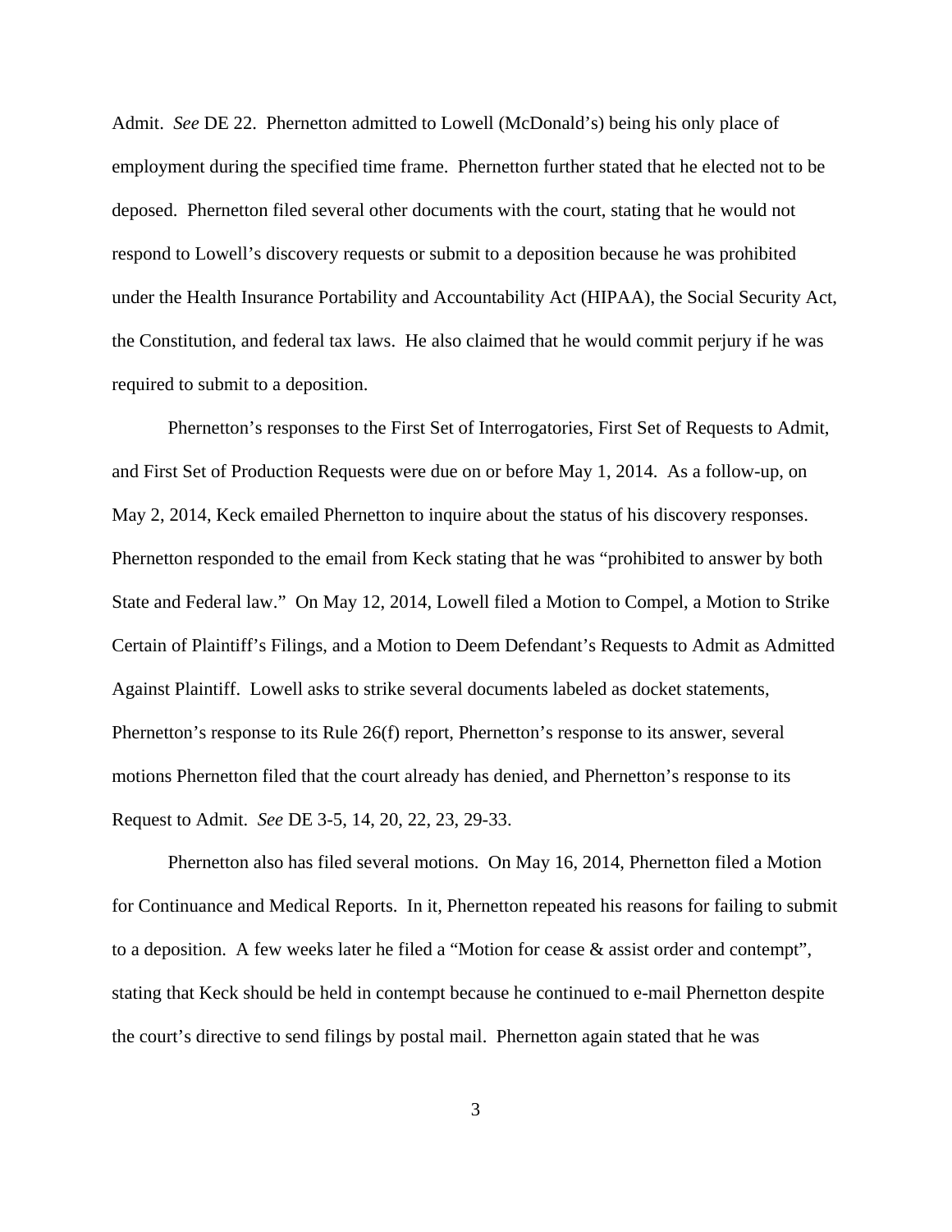Admit. *See* DE 22. Phernetton admitted to Lowell (McDonald's) being his only place of employment during the specified time frame. Phernetton further stated that he elected not to be deposed. Phernetton filed several other documents with the court, stating that he would not respond to Lowell's discovery requests or submit to a deposition because he was prohibited under the Health Insurance Portability and Accountability Act (HIPAA), the Social Security Act, the Constitution, and federal tax laws. He also claimed that he would commit perjury if he was required to submit to a deposition.

Phernetton's responses to the First Set of Interrogatories, First Set of Requests to Admit, and First Set of Production Requests were due on or before May 1, 2014. As a follow-up, on May 2, 2014, Keck emailed Phernetton to inquire about the status of his discovery responses. Phernetton responded to the email from Keck stating that he was "prohibited to answer by both State and Federal law." On May 12, 2014, Lowell filed a Motion to Compel, a Motion to Strike Certain of Plaintiff's Filings, and a Motion to Deem Defendant's Requests to Admit as Admitted Against Plaintiff. Lowell asks to strike several documents labeled as docket statements, Phernetton's response to its Rule 26(f) report, Phernetton's response to its answer, several motions Phernetton filed that the court already has denied, and Phernetton's response to its Request to Admit. *See* DE 3-5, 14, 20, 22, 23, 29-33.

Phernetton also has filed several motions. On May 16, 2014, Phernetton filed a Motion for Continuance and Medical Reports. In it, Phernetton repeated his reasons for failing to submit to a deposition. A few weeks later he filed a "Motion for cease & assist order and contempt", stating that Keck should be held in contempt because he continued to e-mail Phernetton despite the court's directive to send filings by postal mail. Phernetton again stated that he was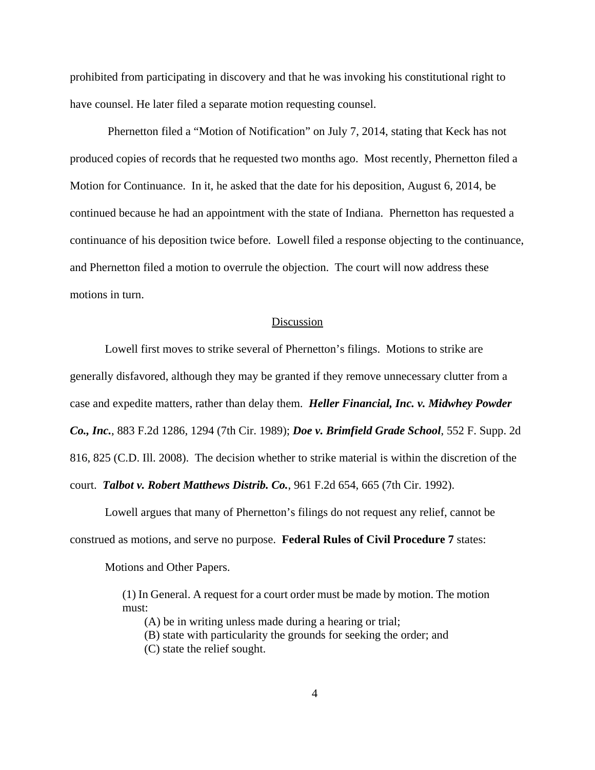prohibited from participating in discovery and that he was invoking his constitutional right to have counsel. He later filed a separate motion requesting counsel.

Phernetton filed a "Motion of Notification" on July 7, 2014, stating that Keck has not produced copies of records that he requested two months ago. Most recently, Phernetton filed a Motion for Continuance. In it, he asked that the date for his deposition, August 6, 2014, be continued because he had an appointment with the state of Indiana. Phernetton has requested a continuance of his deposition twice before. Lowell filed a response objecting to the continuance, and Phernetton filed a motion to overrule the objection. The court will now address these motions in turn.

## Discussion

Lowell first moves to strike several of Phernetton's filings. Motions to strike are generally disfavored, although they may be granted if they remove unnecessary clutter from a case and expedite matters, rather than delay them. ***Heller Financial, Inc. v. Midwhey Powder Co., Inc.***, 883 F.2d 1286, 1294 (7th Cir. 1989); ***Doe v. Brimfield Grade School***, 552 F. Supp. 2d 816, 825 (C.D. Ill. 2008). The decision whether to strike material is within the discretion of the court. ***Talbot v. Robert Matthews Distrib. Co.***, 961 F.2d 654, 665 (7th Cir. 1992).

Lowell argues that many of Phernetton's filings do not request any relief, cannot be construed as motions, and serve no purpose. **Federal Rules of Civil Procedure 7** states:

Motions and Other Papers.

> (1) In General. A request for a court order must be made by motion. The motion must:
>
> (A) be in writing unless made during a hearing or trial;
> (B) state with particularity the grounds for seeking the order; and
> (C) state the relief sought.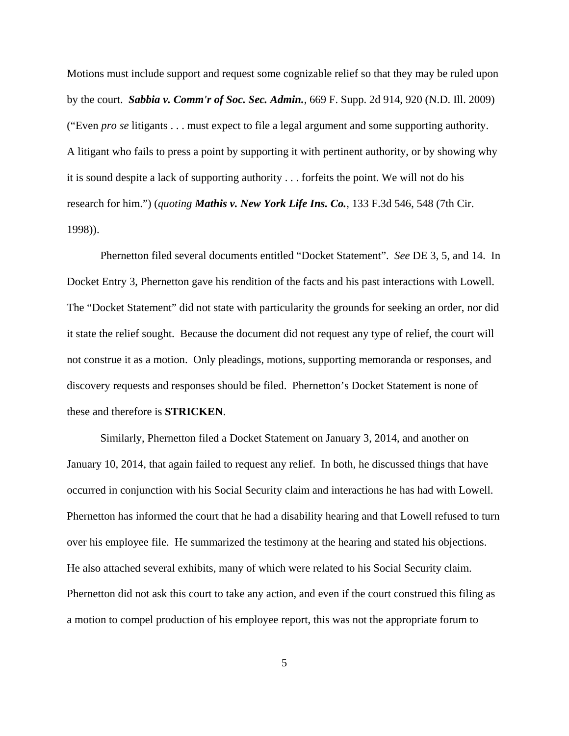Motions must include support and request some cognizable relief so that they may be ruled upon by the court. ***Sabbia v. Comm'r of Soc. Sec. Admin.***, 669 F. Supp. 2d 914, 920 (N.D. Ill. 2009) ("Even *pro se* litigants . . . must expect to file a legal argument and some supporting authority. A litigant who fails to press a point by supporting it with pertinent authority, or by showing why it is sound despite a lack of supporting authority . . . forfeits the point. We will not do his research for him.") (*quoting* ***Mathis v. New York Life Ins. Co.***, 133 F.3d 546, 548 (7th Cir. 1998)).

Phernetton filed several documents entitled "Docket Statement". *See* DE 3, 5, and 14. In Docket Entry 3, Phernetton gave his rendition of the facts and his past interactions with Lowell. The "Docket Statement" did not state with particularity the grounds for seeking an order, nor did it state the relief sought. Because the document did not request any type of relief, the court will not construe it as a motion. Only pleadings, motions, supporting memoranda or responses, and discovery requests and responses should be filed. Phernetton's Docket Statement is none of these and therefore is **STRICKEN**.

Similarly, Phernetton filed a Docket Statement on January 3, 2014, and another on January 10, 2014, that again failed to request any relief. In both, he discussed things that have occurred in conjunction with his Social Security claim and interactions he has had with Lowell. Phernetton has informed the court that he had a disability hearing and that Lowell refused to turn over his employee file. He summarized the testimony at the hearing and stated his objections. He also attached several exhibits, many of which were related to his Social Security claim. Phernetton did not ask this court to take any action, and even if the court construed this filing as a motion to compel production of his employee report, this was not the appropriate forum to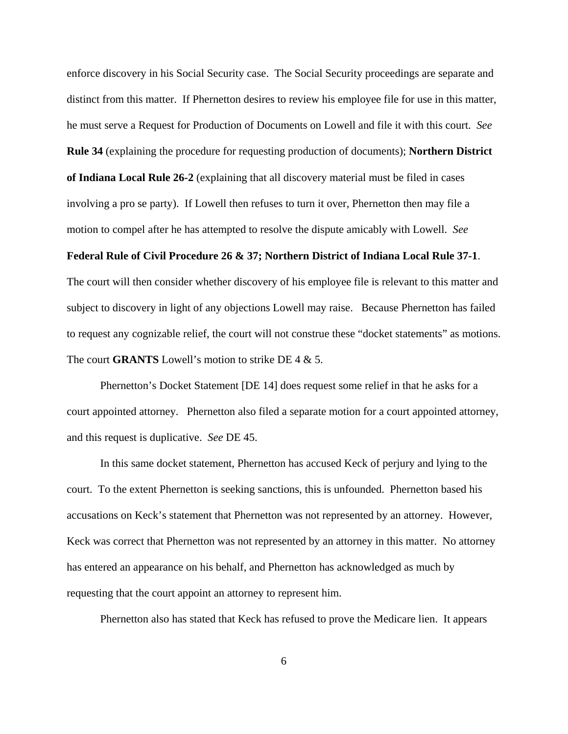enforce discovery in his Social Security case. The Social Security proceedings are separate and distinct from this matter. If Phernetton desires to review his employee file for use in this matter, he must serve a Request for Production of Documents on Lowell and file it with this court. *See* **Rule 34** (explaining the procedure for requesting production of documents); **Northern District of Indiana Local Rule 26-2** (explaining that all discovery material must be filed in cases involving a pro se party). If Lowell then refuses to turn it over, Phernetton then may file a motion to compel after he has attempted to resolve the dispute amicably with Lowell. *See* **Federal Rule of Civil Procedure 26 & 37; Northern District of Indiana Local Rule 37-1**. The court will then consider whether discovery of his employee file is relevant to this matter and subject to discovery in light of any objections Lowell may raise. Because Phernetton has failed to request any cognizable relief, the court will not construe these "docket statements" as motions. The court **GRANTS** Lowell's motion to strike DE 4 & 5.

Phernetton's Docket Statement [DE 14] does request some relief in that he asks for a court appointed attorney. Phernetton also filed a separate motion for a court appointed attorney, and this request is duplicative. *See* DE 45.

In this same docket statement, Phernetton has accused Keck of perjury and lying to the court. To the extent Phernetton is seeking sanctions, this is unfounded. Phernetton based his accusations on Keck's statement that Phernetton was not represented by an attorney. However, Keck was correct that Phernetton was not represented by an attorney in this matter. No attorney has entered an appearance on his behalf, and Phernetton has acknowledged as much by requesting that the court appoint an attorney to represent him.

Phernetton also has stated that Keck has refused to prove the Medicare lien. It appears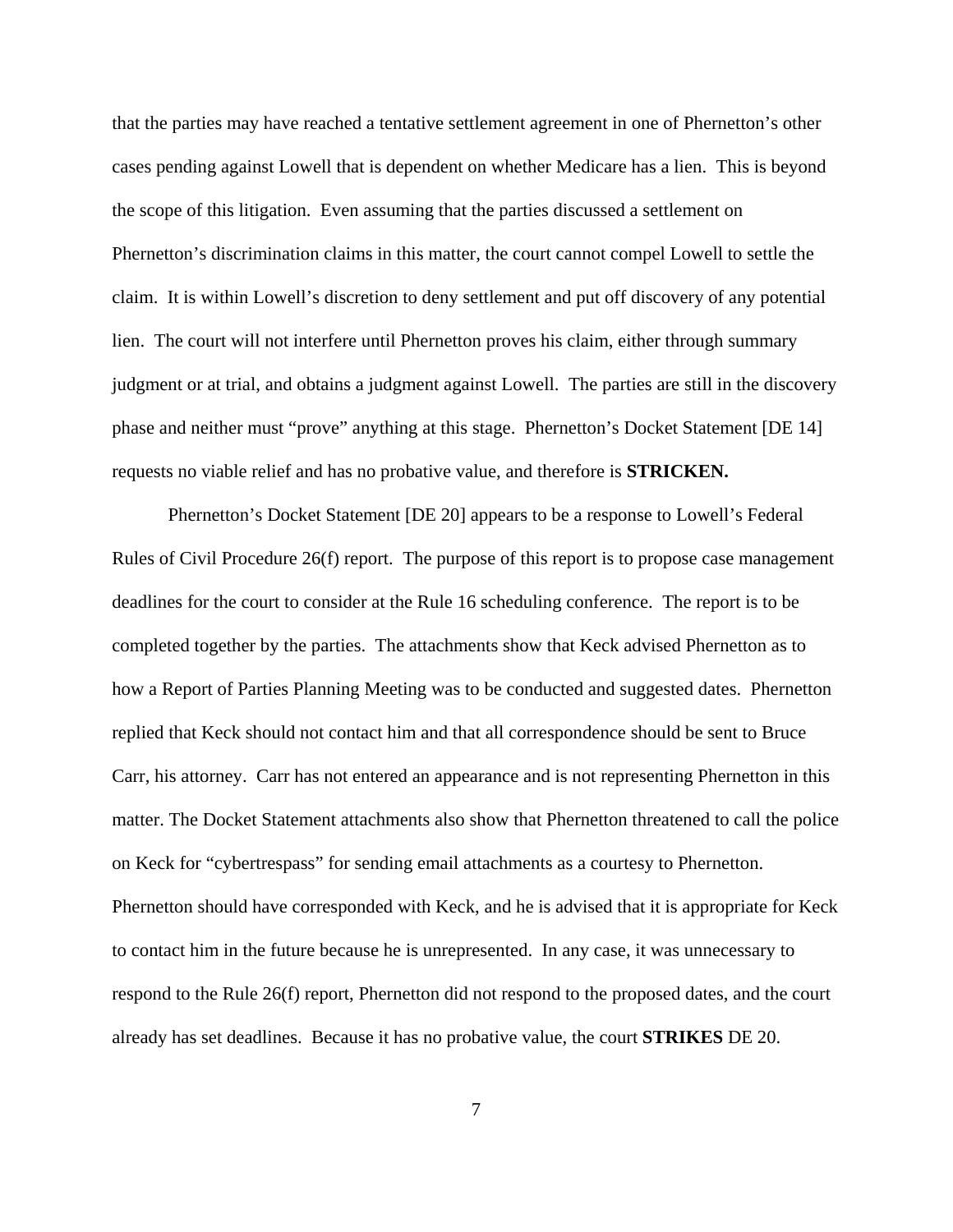that the parties may have reached a tentative settlement agreement in one of Phernetton's other cases pending against Lowell that is dependent on whether Medicare has a lien. This is beyond the scope of this litigation. Even assuming that the parties discussed a settlement on Phernetton's discrimination claims in this matter, the court cannot compel Lowell to settle the claim. It is within Lowell's discretion to deny settlement and put off discovery of any potential lien. The court will not interfere until Phernetton proves his claim, either through summary judgment or at trial, and obtains a judgment against Lowell. The parties are still in the discovery phase and neither must "prove" anything at this stage. Phernetton's Docket Statement [DE 14] requests no viable relief and has no probative value, and therefore is **STRICKEN.**

Phernetton's Docket Statement [DE 20] appears to be a response to Lowell's Federal Rules of Civil Procedure 26(f) report. The purpose of this report is to propose case management deadlines for the court to consider at the Rule 16 scheduling conference. The report is to be completed together by the parties. The attachments show that Keck advised Phernetton as to how a Report of Parties Planning Meeting was to be conducted and suggested dates. Phernetton replied that Keck should not contact him and that all correspondence should be sent to Bruce Carr, his attorney. Carr has not entered an appearance and is not representing Phernetton in this matter. The Docket Statement attachments also show that Phernetton threatened to call the police on Keck for "cybertrespass" for sending email attachments as a courtesy to Phernetton. Phernetton should have corresponded with Keck, and he is advised that it is appropriate for Keck to contact him in the future because he is unrepresented. In any case, it was unnecessary to respond to the Rule 26(f) report, Phernetton did not respond to the proposed dates, and the court already has set deadlines. Because it has no probative value, the court **STRIKES** DE 20.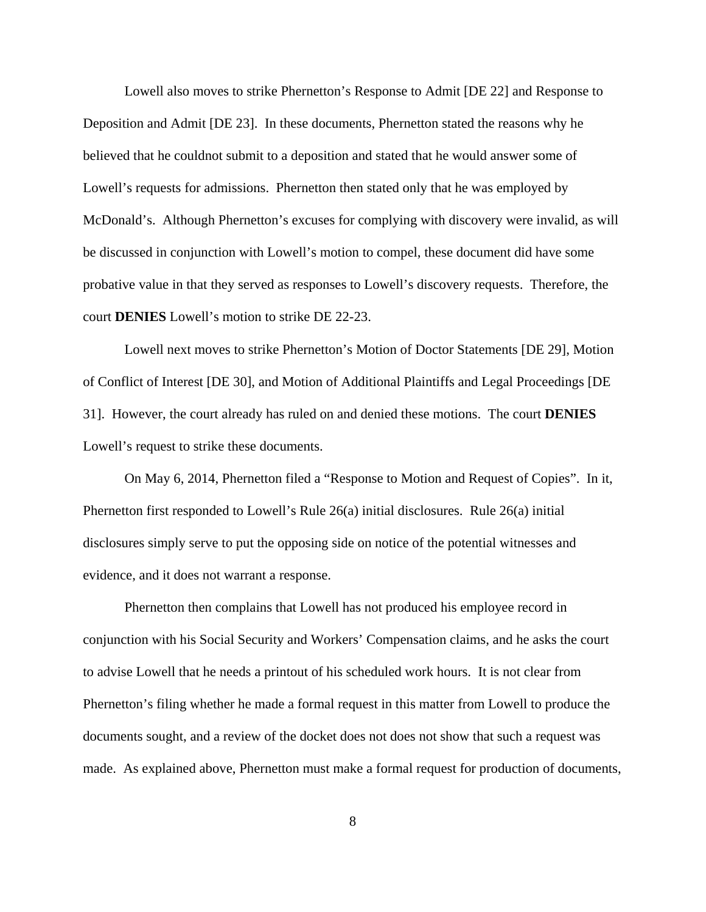Lowell also moves to strike Phernetton's Response to Admit [DE 22] and Response to Deposition and Admit [DE 23]. In these documents, Phernetton stated the reasons why he believed that he couldnot submit to a deposition and stated that he would answer some of Lowell's requests for admissions. Phernetton then stated only that he was employed by McDonald's. Although Phernetton's excuses for complying with discovery were invalid, as will be discussed in conjunction with Lowell's motion to compel, these document did have some probative value in that they served as responses to Lowell's discovery requests. Therefore, the court **DENIES** Lowell's motion to strike DE 22-23.

Lowell next moves to strike Phernetton's Motion of Doctor Statements [DE 29], Motion of Conflict of Interest [DE 30], and Motion of Additional Plaintiffs and Legal Proceedings [DE 31]. However, the court already has ruled on and denied these motions. The court **DENIES** Lowell's request to strike these documents.

On May 6, 2014, Phernetton filed a "Response to Motion and Request of Copies". In it, Phernetton first responded to Lowell's Rule 26(a) initial disclosures. Rule 26(a) initial disclosures simply serve to put the opposing side on notice of the potential witnesses and evidence, and it does not warrant a response.

Phernetton then complains that Lowell has not produced his employee record in conjunction with his Social Security and Workers' Compensation claims, and he asks the court to advise Lowell that he needs a printout of his scheduled work hours. It is not clear from Phernetton's filing whether he made a formal request in this matter from Lowell to produce the documents sought, and a review of the docket does not does not show that such a request was made. As explained above, Phernetton must make a formal request for production of documents,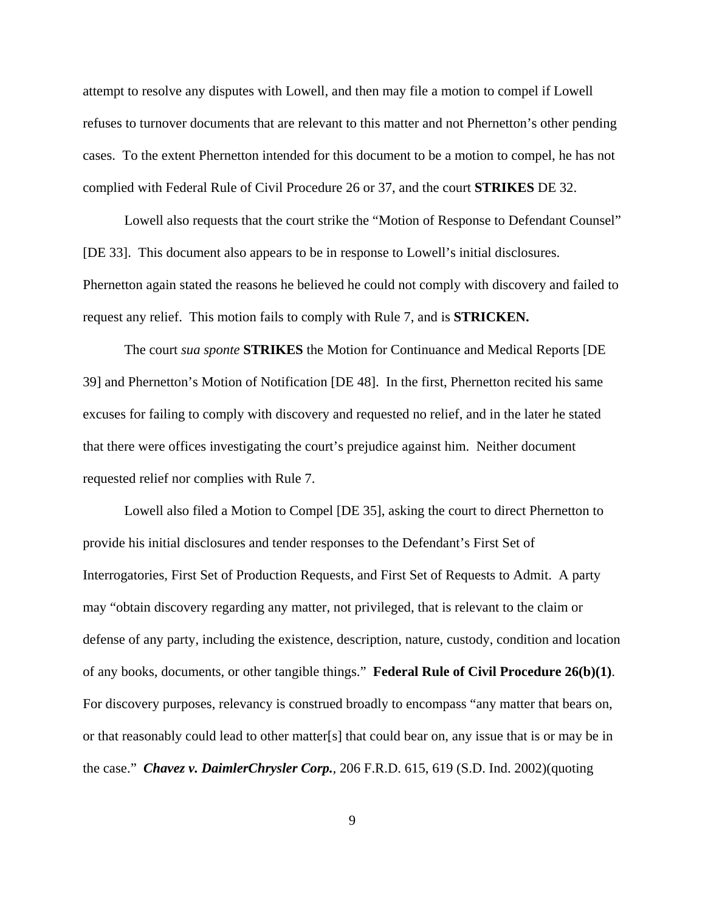attempt to resolve any disputes with Lowell, and then may file a motion to compel if Lowell refuses to turnover documents that are relevant to this matter and not Phernetton's other pending cases. To the extent Phernetton intended for this document to be a motion to compel, he has not complied with Federal Rule of Civil Procedure 26 or 37, and the court **STRIKES** DE 32.

Lowell also requests that the court strike the "Motion of Response to Defendant Counsel" [DE 33]. This document also appears to be in response to Lowell's initial disclosures. Phernetton again stated the reasons he believed he could not comply with discovery and failed to request any relief. This motion fails to comply with Rule 7, and is **STRICKEN.**

The court *sua sponte* **STRIKES** the Motion for Continuance and Medical Reports [DE 39] and Phernetton's Motion of Notification [DE 48]. In the first, Phernetton recited his same excuses for failing to comply with discovery and requested no relief, and in the later he stated that there were offices investigating the court's prejudice against him. Neither document requested relief nor complies with Rule 7.

Lowell also filed a Motion to Compel [DE 35], asking the court to direct Phernetton to provide his initial disclosures and tender responses to the Defendant's First Set of Interrogatories, First Set of Production Requests, and First Set of Requests to Admit. A party may "obtain discovery regarding any matter, not privileged, that is relevant to the claim or defense of any party, including the existence, description, nature, custody, condition and location of any books, documents, or other tangible things." **Federal Rule of Civil Procedure 26(b)(1)**. For discovery purposes, relevancy is construed broadly to encompass "any matter that bears on, or that reasonably could lead to other matter[s] that could bear on, any issue that is or may be in the case." ***Chavez v. DaimlerChrysler Corp.***, 206 F.R.D. 615, 619 (S.D. Ind. 2002)(quoting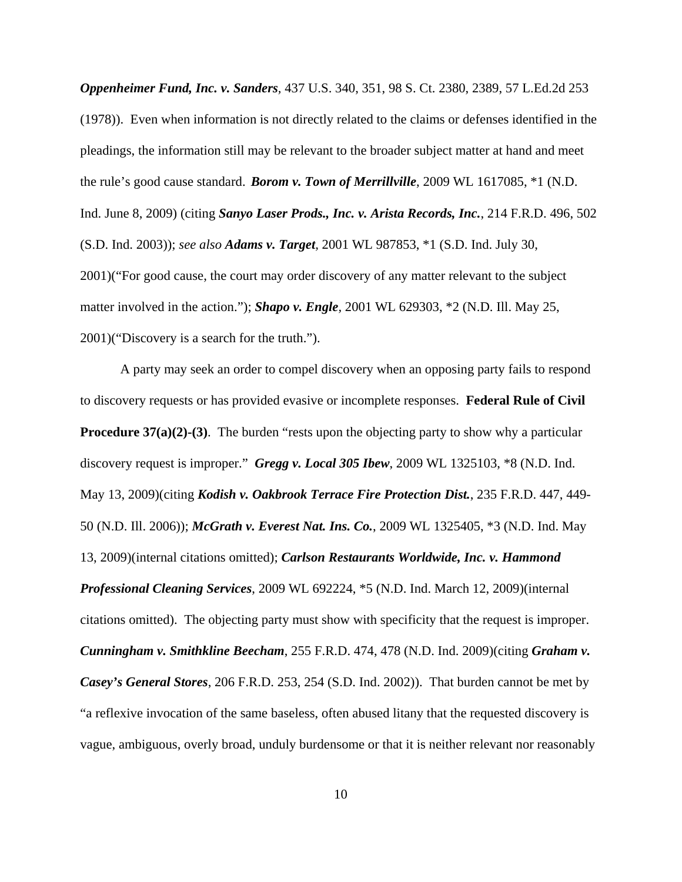***Oppenheimer Fund, Inc. v. Sanders***, 437 U.S. 340, 351, 98 S. Ct. 2380, 2389, 57 L.Ed.2d 253 (1978)). Even when information is not directly related to the claims or defenses identified in the pleadings, the information still may be relevant to the broader subject matter at hand and meet the rule's good cause standard. ***Borom v. Town of Merrillville***, 2009 WL 1617085, *1 (N.D. Ind. June 8, 2009) (citing ***Sanyo Laser Prods., Inc. v. Arista Records, Inc.***, 214 F.R.D. 496, 502 (S.D. Ind. 2003)); *see also* ***Adams v. Target***, 2001 WL 987853, *1 (S.D. Ind. July 30, 2001)("For good cause, the court may order discovery of any matter relevant to the subject matter involved in the action."); ***Shapo v. Engle***, 2001 WL 629303, *2 (N.D. Ill. May 25, 2001)("Discovery is a search for the truth.").

A party may seek an order to compel discovery when an opposing party fails to respond to discovery requests or has provided evasive or incomplete responses. **Federal Rule of Civil Procedure 37(a)(2)-(3)**. The burden "rests upon the objecting party to show why a particular discovery request is improper." ***Gregg v. Local 305 Ibew***, 2009 WL 1325103, *8 (N.D. Ind. May 13, 2009)(citing ***Kodish v. Oakbrook Terrace Fire Protection Dist.***, 235 F.R.D. 447, 449-50 (N.D. Ill. 2006)); ***McGrath v. Everest Nat. Ins. Co.***, 2009 WL 1325405, *3 (N.D. Ind. May 13, 2009)(internal citations omitted); ***Carlson Restaurants Worldwide, Inc. v. Hammond Professional Cleaning Services***, 2009 WL 692224, *5 (N.D. Ind. March 12, 2009)(internal citations omitted). The objecting party must show with specificity that the request is improper. ***Cunningham v. Smithkline Beecham***, 255 F.R.D. 474, 478 (N.D. Ind. 2009)(citing ***Graham v. Casey's General Stores***, 206 F.R.D. 253, 254 (S.D. Ind. 2002)). That burden cannot be met by "a reflexive invocation of the same baseless, often abused litany that the requested discovery is vague, ambiguous, overly broad, unduly burdensome or that it is neither relevant nor reasonably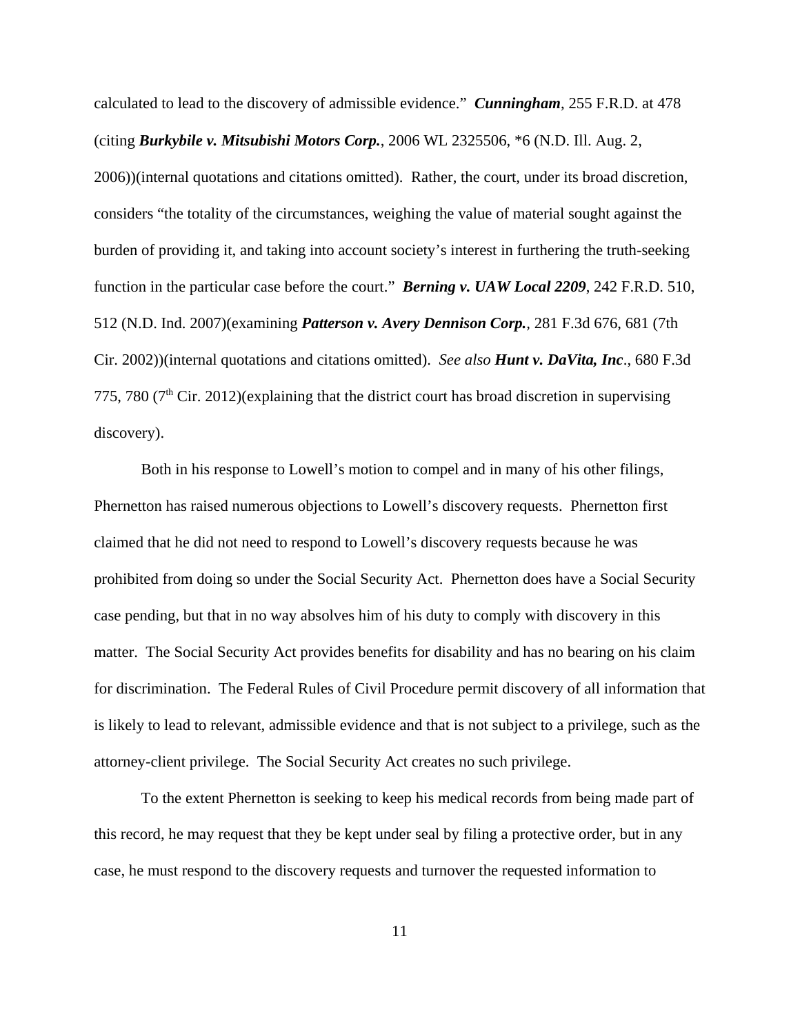calculated to lead to the discovery of admissible evidence." ***Cunningham***, 255 F.R.D. at 478 (citing ***Burkybile v. Mitsubishi Motors Corp.***, 2006 WL 2325506, *6 (N.D. Ill. Aug. 2, 2006))(internal quotations and citations omitted). Rather, the court, under its broad discretion, considers "the totality of the circumstances, weighing the value of material sought against the burden of providing it, and taking into account society's interest in furthering the truth-seeking function in the particular case before the court." ***Berning v. UAW Local 2209***, 242 F.R.D. 510, 512 (N.D. Ind. 2007)(examining ***Patterson v. Avery Dennison Corp.***, 281 F.3d 676, 681 (7th Cir. 2002))(internal quotations and citations omitted). *See also* ***Hunt v. DaVita, Inc***., 680 F.3d 775, 780 (7th Cir. 2012)(explaining that the district court has broad discretion in supervising discovery).

Both in his response to Lowell's motion to compel and in many of his other filings, Phernetton has raised numerous objections to Lowell's discovery requests. Phernetton first claimed that he did not need to respond to Lowell's discovery requests because he was prohibited from doing so under the Social Security Act. Phernetton does have a Social Security case pending, but that in no way absolves him of his duty to comply with discovery in this matter. The Social Security Act provides benefits for disability and has no bearing on his claim for discrimination. The Federal Rules of Civil Procedure permit discovery of all information that is likely to lead to relevant, admissible evidence and that is not subject to a privilege, such as the attorney-client privilege. The Social Security Act creates no such privilege.

To the extent Phernetton is seeking to keep his medical records from being made part of this record, he may request that they be kept under seal by filing a protective order, but in any case, he must respond to the discovery requests and turnover the requested information to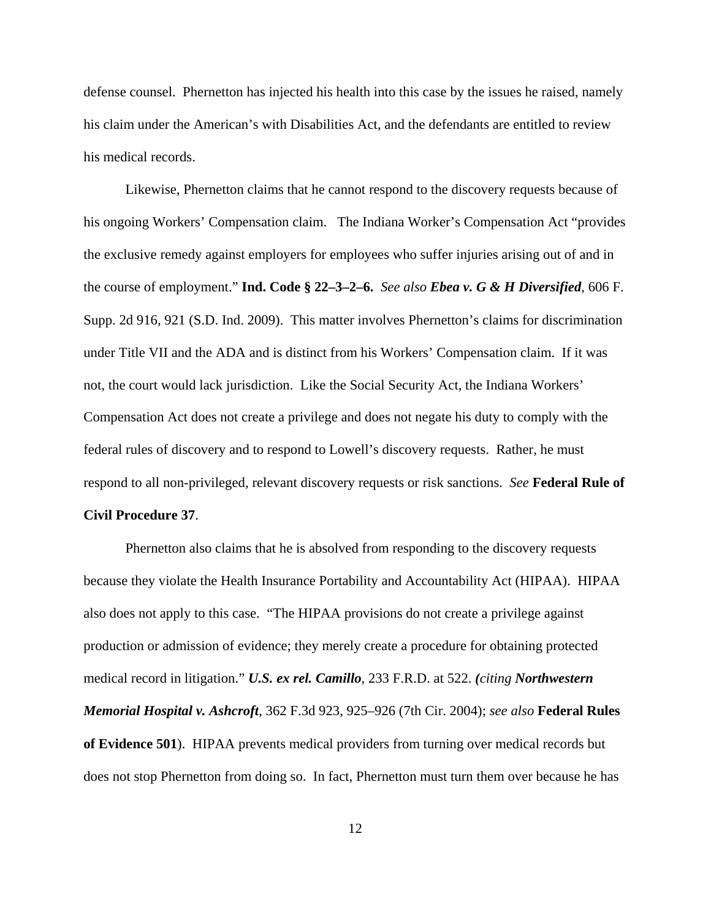defense counsel. Phernetton has injected his health into this case by the issues he raised, namely his claim under the American's with Disabilities Act, and the defendants are entitled to review his medical records.

Likewise, Phernetton claims that he cannot respond to the discovery requests because of his ongoing Workers' Compensation claim. The Indiana Worker's Compensation Act "provides the exclusive remedy against employers for employees who suffer injuries arising out of and in the course of employment." **Ind. Code § 22–3–2–6.** *See also* ***Ebea v. G & H Diversified***, 606 F. Supp. 2d 916, 921 (S.D. Ind. 2009). This matter involves Phernetton's claims for discrimination under Title VII and the ADA and is distinct from his Workers' Compensation claim. If it was not, the court would lack jurisdiction. Like the Social Security Act, the Indiana Workers' Compensation Act does not create a privilege and does not negate his duty to comply with the federal rules of discovery and to respond to Lowell's discovery requests. Rather, he must respond to all non-privileged, relevant discovery requests or risk sanctions. *See* **Federal Rule of Civil Procedure 37**.

Phernetton also claims that he is absolved from responding to the discovery requests because they violate the Health Insurance Portability and Accountability Act (HIPAA). HIPAA also does not apply to this case. "The HIPAA provisions do not create a privilege against production or admission of evidence; they merely create a procedure for obtaining protected medical record in litigation." ***U.S. ex rel. Camillo***, 233 F.R.D. at 522. ***(****citing* ***Northwestern Memorial Hospital v. Ashcroft***, 362 F.3d 923, 925–926 (7th Cir. 2004); *see also* **Federal Rules of Evidence 501**). HIPAA prevents medical providers from turning over medical records but does not stop Phernetton from doing so. In fact, Phernetton must turn them over because he has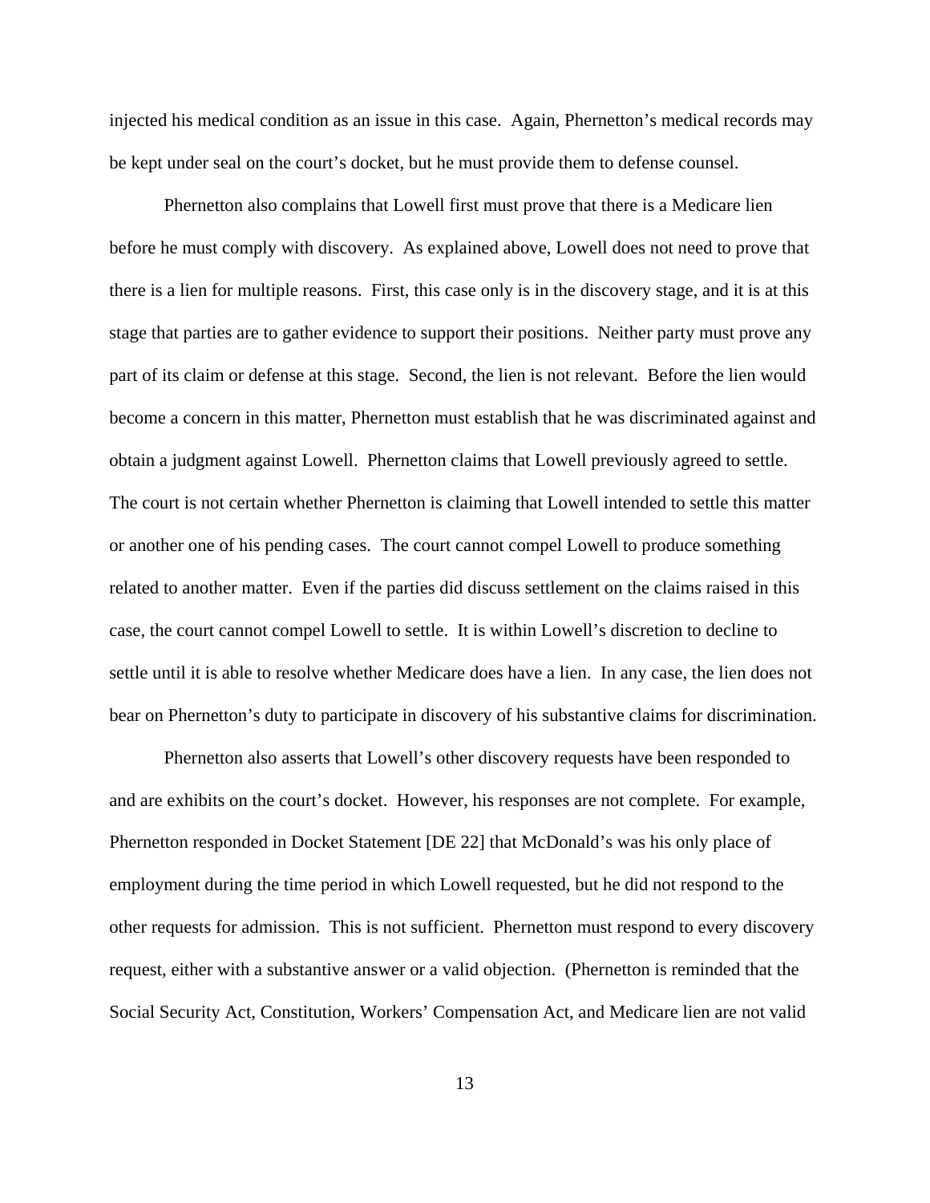injected his medical condition as an issue in this case. Again, Phernetton's medical records may be kept under seal on the court's docket, but he must provide them to defense counsel.

Phernetton also complains that Lowell first must prove that there is a Medicare lien before he must comply with discovery. As explained above, Lowell does not need to prove that there is a lien for multiple reasons. First, this case only is in the discovery stage, and it is at this stage that parties are to gather evidence to support their positions. Neither party must prove any part of its claim or defense at this stage. Second, the lien is not relevant. Before the lien would become a concern in this matter, Phernetton must establish that he was discriminated against and obtain a judgment against Lowell. Phernetton claims that Lowell previously agreed to settle. The court is not certain whether Phernetton is claiming that Lowell intended to settle this matter or another one of his pending cases. The court cannot compel Lowell to produce something related to another matter. Even if the parties did discuss settlement on the claims raised in this case, the court cannot compel Lowell to settle. It is within Lowell's discretion to decline to settle until it is able to resolve whether Medicare does have a lien. In any case, the lien does not bear on Phernetton's duty to participate in discovery of his substantive claims for discrimination.

Phernetton also asserts that Lowell's other discovery requests have been responded to and are exhibits on the court's docket. However, his responses are not complete. For example, Phernetton responded in Docket Statement [DE 22] that McDonald's was his only place of employment during the time period in which Lowell requested, but he did not respond to the other requests for admission. This is not sufficient. Phernetton must respond to every discovery request, either with a substantive answer or a valid objection. (Phernetton is reminded that the Social Security Act, Constitution, Workers' Compensation Act, and Medicare lien are not valid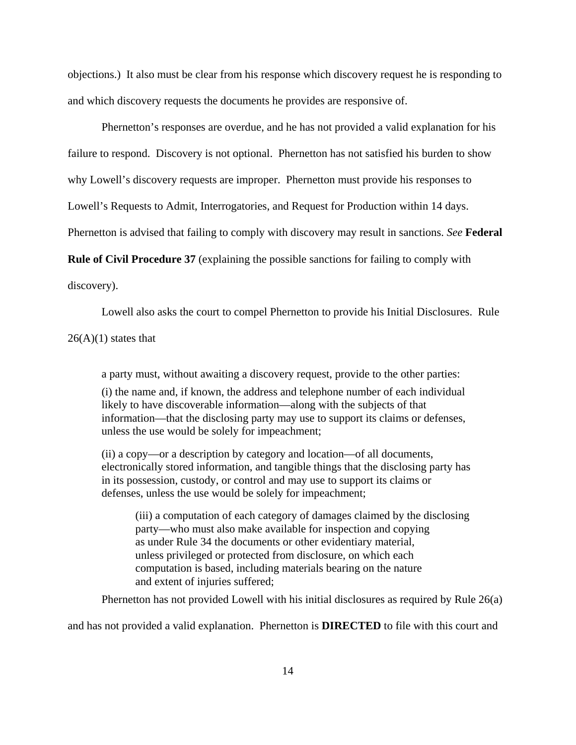objections.) It also must be clear from his response which discovery request he is responding to and which discovery requests the documents he provides are responsive of.

Phernetton's responses are overdue, and he has not provided a valid explanation for his failure to respond. Discovery is not optional. Phernetton has not satisfied his burden to show why Lowell's discovery requests are improper. Phernetton must provide his responses to Lowell's Requests to Admit, Interrogatories, and Request for Production within 14 days. Phernetton is advised that failing to comply with discovery may result in sanctions. *See* **Federal Rule of Civil Procedure 37** (explaining the possible sanctions for failing to comply with discovery).

Lowell also asks the court to compel Phernetton to provide his Initial Disclosures. Rule 26(A)(1) states that

> a party must, without awaiting a discovery request, provide to the other parties:
>
> (i) the name and, if known, the address and telephone number of each individual likely to have discoverable information—along with the subjects of that information—that the disclosing party may use to support its claims or defenses, unless the use would be solely for impeachment;
>
> (ii) a copy—or a description by category and location—of all documents, electronically stored information, and tangible things that the disclosing party has in its possession, custody, or control and may use to support its claims or defenses, unless the use would be solely for impeachment;
>
> > (iii) a computation of each category of damages claimed by the disclosing party—who must also make available for inspection and copying as under Rule 34 the documents or other evidentiary material, unless privileged or protected from disclosure, on which each computation is based, including materials bearing on the nature and extent of injuries suffered;

Phernetton has not provided Lowell with his initial disclosures as required by Rule 26(a) and has not provided a valid explanation. Phernetton is **DIRECTED** to file with this court and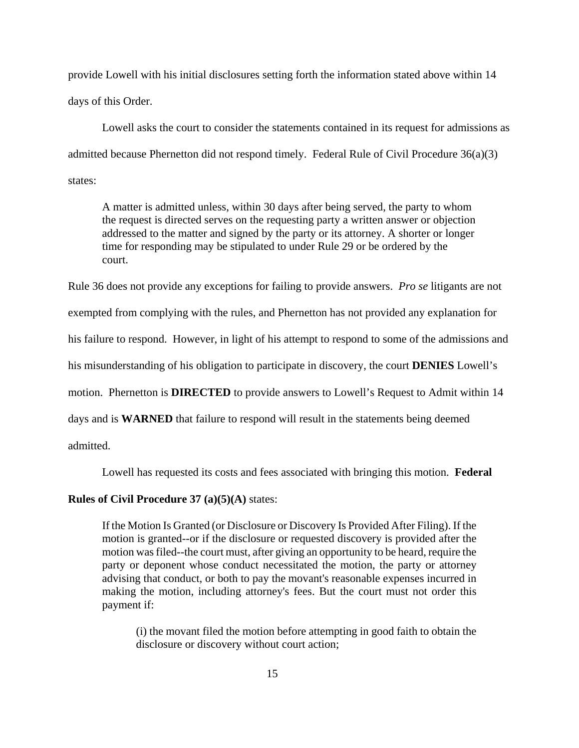provide Lowell with his initial disclosures setting forth the information stated above within 14 days of this Order.

Lowell asks the court to consider the statements contained in its request for admissions as admitted because Phernetton did not respond timely. Federal Rule of Civil Procedure 36(a)(3) states:

> A matter is admitted unless, within 30 days after being served, the party to whom the request is directed serves on the requesting party a written answer or objection addressed to the matter and signed by the party or its attorney. A shorter or longer time for responding may be stipulated to under Rule 29 or be ordered by the court.

Rule 36 does not provide any exceptions for failing to provide answers. *Pro se* litigants are not exempted from complying with the rules, and Phernetton has not provided any explanation for his failure to respond. However, in light of his attempt to respond to some of the admissions and his misunderstanding of his obligation to participate in discovery, the court **DENIES** Lowell's motion. Phernetton is **DIRECTED** to provide answers to Lowell's Request to Admit within 14 days and is **WARNED** that failure to respond will result in the statements being deemed admitted.

Lowell has requested its costs and fees associated with bringing this motion. **Federal Rules of Civil Procedure 37 (a)(5)(A)** states:

> If the Motion Is Granted (or Disclosure or Discovery Is Provided After Filing). If the motion is granted--or if the disclosure or requested discovery is provided after the motion was filed--the court must, after giving an opportunity to be heard, require the party or deponent whose conduct necessitated the motion, the party or attorney advising that conduct, or both to pay the movant's reasonable expenses incurred in making the motion, including attorney's fees. But the court must not order this payment if:
>
> > (i) the movant filed the motion before attempting in good faith to obtain the disclosure or discovery without court action;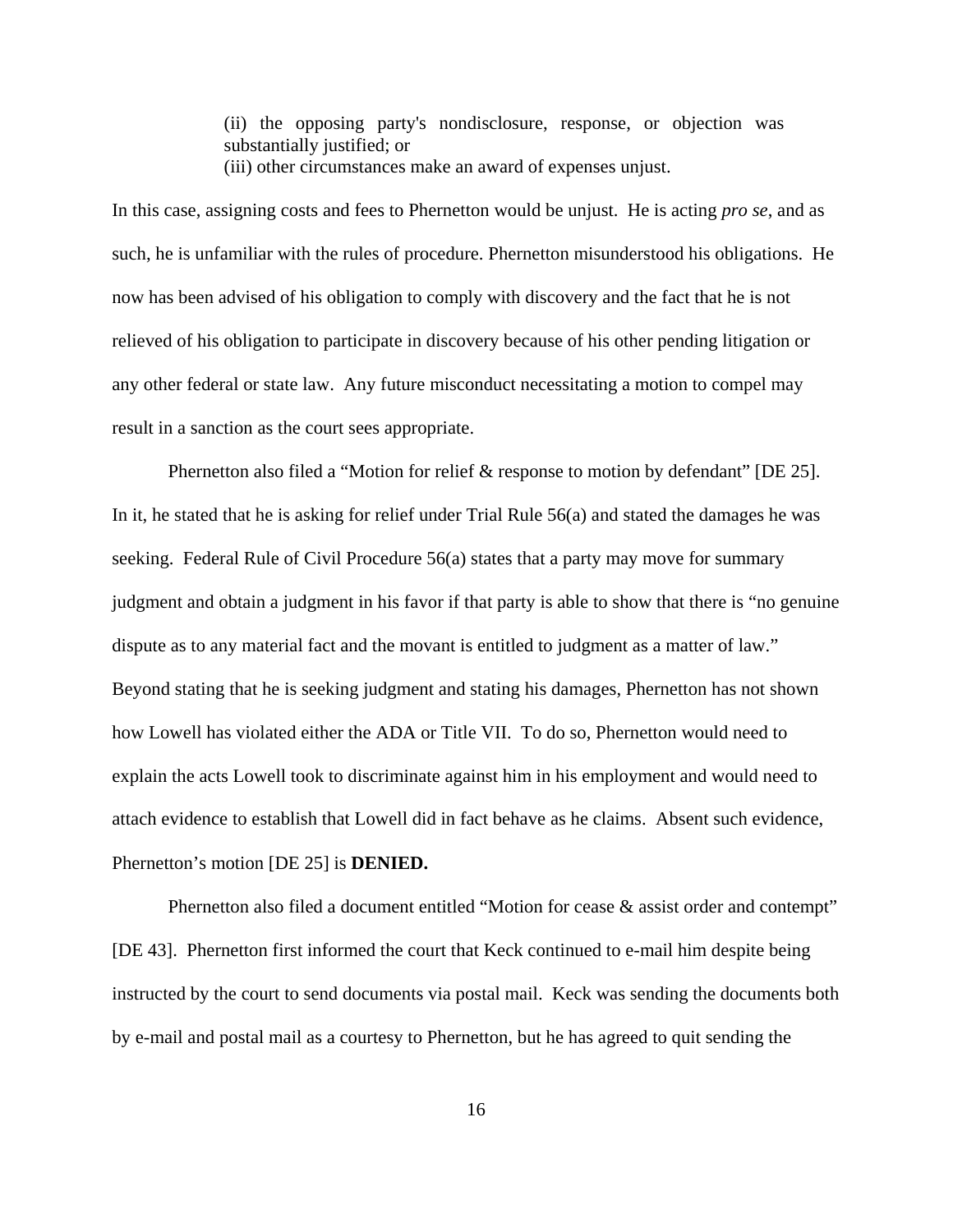> (ii) the opposing party's nondisclosure, response, or objection was substantially justified; or
> (iii) other circumstances make an award of expenses unjust.

In this case, assigning costs and fees to Phernetton would be unjust. He is acting *pro se*, and as such, he is unfamiliar with the rules of procedure. Phernetton misunderstood his obligations. He now has been advised of his obligation to comply with discovery and the fact that he is not relieved of his obligation to participate in discovery because of his other pending litigation or any other federal or state law. Any future misconduct necessitating a motion to compel may result in a sanction as the court sees appropriate.

Phernetton also filed a "Motion for relief & response to motion by defendant" [DE 25]. In it, he stated that he is asking for relief under Trial Rule 56(a) and stated the damages he was seeking. Federal Rule of Civil Procedure 56(a) states that a party may move for summary judgment and obtain a judgment in his favor if that party is able to show that there is "no genuine dispute as to any material fact and the movant is entitled to judgment as a matter of law." Beyond stating that he is seeking judgment and stating his damages, Phernetton has not shown how Lowell has violated either the ADA or Title VII. To do so, Phernetton would need to explain the acts Lowell took to discriminate against him in his employment and would need to attach evidence to establish that Lowell did in fact behave as he claims. Absent such evidence, Phernetton's motion [DE 25] is **DENIED.**

Phernetton also filed a document entitled "Motion for cease & assist order and contempt" [DE 43]. Phernetton first informed the court that Keck continued to e-mail him despite being instructed by the court to send documents via postal mail. Keck was sending the documents both by e-mail and postal mail as a courtesy to Phernetton, but he has agreed to quit sending the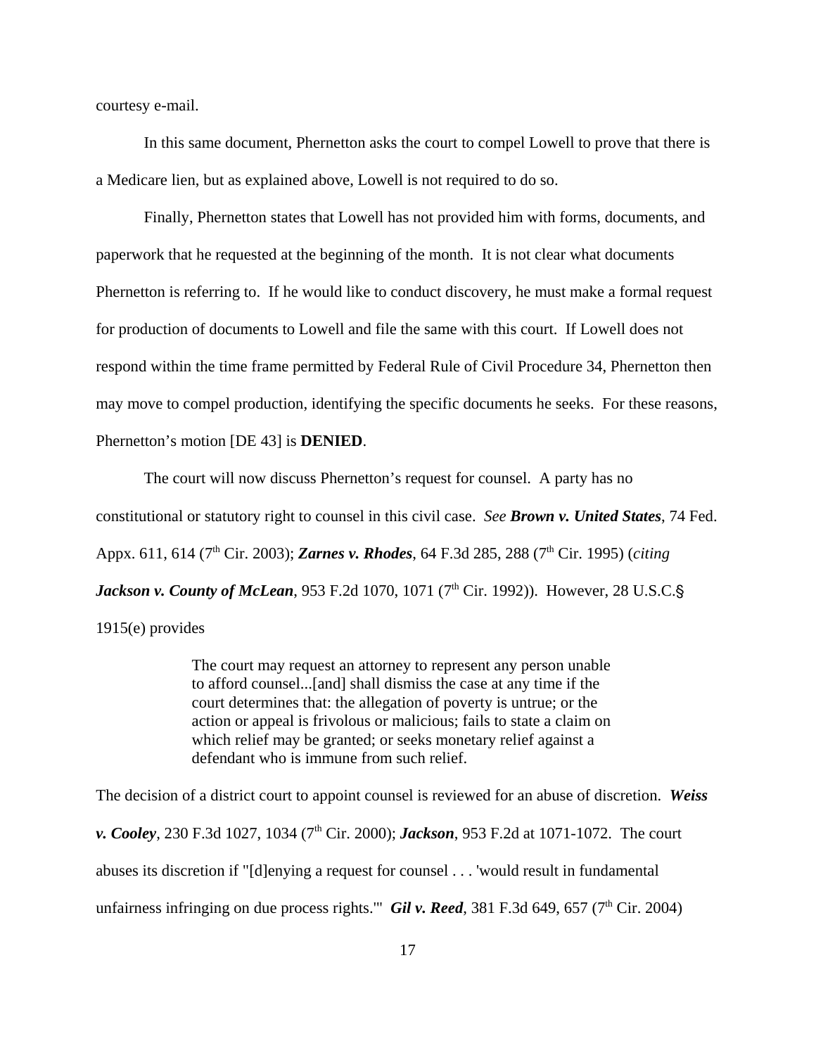courtesy e-mail.

In this same document, Phernetton asks the court to compel Lowell to prove that there is a Medicare lien, but as explained above, Lowell is not required to do so.

Finally, Phernetton states that Lowell has not provided him with forms, documents, and paperwork that he requested at the beginning of the month. It is not clear what documents Phernetton is referring to. If he would like to conduct discovery, he must make a formal request for production of documents to Lowell and file the same with this court. If Lowell does not respond within the time frame permitted by Federal Rule of Civil Procedure 34, Phernetton then may move to compel production, identifying the specific documents he seeks. For these reasons, Phernetton's motion [DE 43] is **DENIED**.

The court will now discuss Phernetton's request for counsel. A party has no constitutional or statutory right to counsel in this civil case. *See* ***Brown v. United States***, 74 Fed. Appx. 611, 614 (7th Cir. 2003); ***Zarnes v. Rhodes***, 64 F.3d 285, 288 (7th Cir. 1995) (*citing* ***Jackson v. County of McLean***, 953 F.2d 1070, 1071 (7th Cir. 1992)). However, 28 U.S.C.§ 1915(e) provides

> The court may request an attorney to represent any person unable to afford counsel...[and] shall dismiss the case at any time if the court determines that: the allegation of poverty is untrue; or the action or appeal is frivolous or malicious; fails to state a claim on which relief may be granted; or seeks monetary relief against a defendant who is immune from such relief.

The decision of a district court to appoint counsel is reviewed for an abuse of discretion. ***Weiss v. Cooley***, 230 F.3d 1027, 1034 (7th Cir. 2000); ***Jackson***, 953 F.2d at 1071-1072. The court abuses its discretion if "[d]enying a request for counsel . . . 'would result in fundamental unfairness infringing on due process rights.'" ***Gil v. Reed***, 381 F.3d 649, 657 (7th Cir. 2004)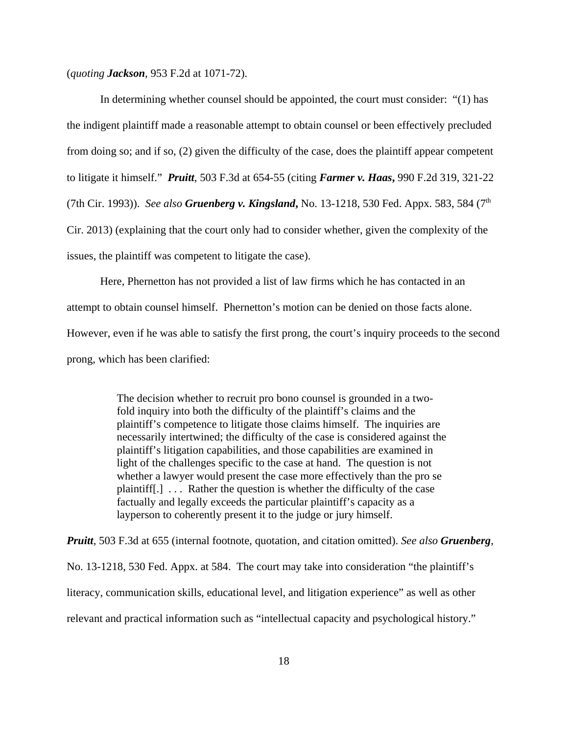(*quoting* ***Jackson***, 953 F.2d at 1071-72).

In determining whether counsel should be appointed, the court must consider: "(1) has the indigent plaintiff made a reasonable attempt to obtain counsel or been effectively precluded from doing so; and if so, (2) given the difficulty of the case, does the plaintiff appear competent to litigate it himself." ***Pruitt***, 503 F.3d at 654-55 (citing ***Farmer v. Haas*,** 990 F.2d 319, 321-22 (7th Cir. 1993)). *See also* **Gruenberg v. Kingsland,** No. 13-1218, 530 Fed. Appx. 583, 584 (7th Cir. 2013) (explaining that the court only had to consider whether, given the complexity of the issues, the plaintiff was competent to litigate the case).

Here, Phernetton has not provided a list of law firms which he has contacted in an attempt to obtain counsel himself. Phernetton's motion can be denied on those facts alone. However, even if he was able to satisfy the first prong, the court's inquiry proceeds to the second prong, which has been clarified:

> The decision whether to recruit pro bono counsel is grounded in a two-fold inquiry into both the difficulty of the plaintiff's claims and the plaintiff's competence to litigate those claims himself. The inquiries are necessarily intertwined; the difficulty of the case is considered against the plaintiff's litigation capabilities, and those capabilities are examined in light of the challenges specific to the case at hand. The question is not whether a lawyer would present the case more effectively than the pro se plaintiff[.] . . . Rather the question is whether the difficulty of the case factually and legally exceeds the particular plaintiff's capacity as a layperson to coherently present it to the judge or jury himself.

***Pruitt***, 503 F.3d at 655 (internal footnote, quotation, and citation omitted). *See also* ***Gruenberg***, No. 13-1218, 530 Fed. Appx. at 584. The court may take into consideration "the plaintiff's literacy, communication skills, educational level, and litigation experience" as well as other relevant and practical information such as "intellectual capacity and psychological history."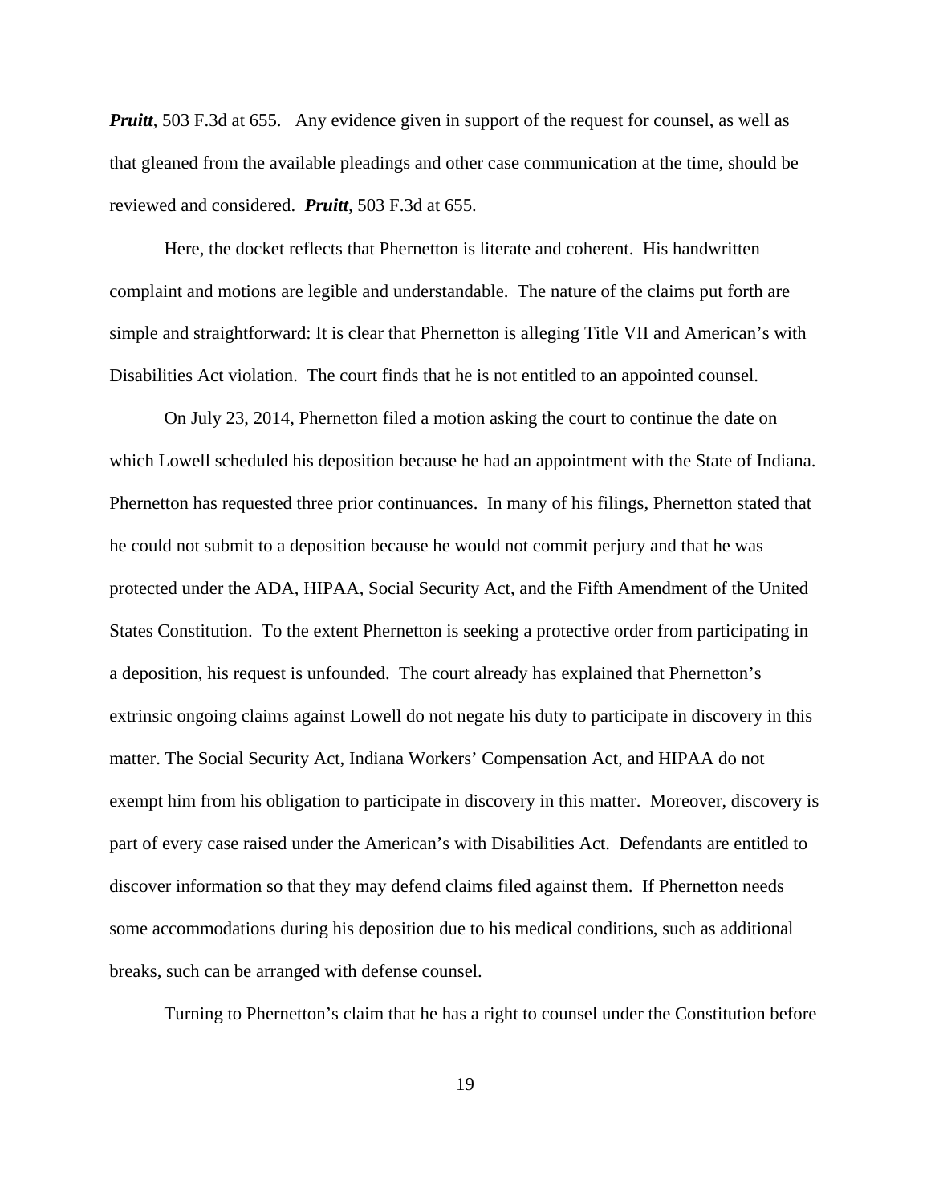***Pruitt***, 503 F.3d at 655. Any evidence given in support of the request for counsel, as well as that gleaned from the available pleadings and other case communication at the time, should be reviewed and considered. ***Pruitt***, 503 F.3d at 655.

Here, the docket reflects that Phernetton is literate and coherent. His handwritten complaint and motions are legible and understandable. The nature of the claims put forth are simple and straightforward: It is clear that Phernetton is alleging Title VII and American's with Disabilities Act violation. The court finds that he is not entitled to an appointed counsel.

On July 23, 2014, Phernetton filed a motion asking the court to continue the date on which Lowell scheduled his deposition because he had an appointment with the State of Indiana. Phernetton has requested three prior continuances. In many of his filings, Phernetton stated that he could not submit to a deposition because he would not commit perjury and that he was protected under the ADA, HIPAA, Social Security Act, and the Fifth Amendment of the United States Constitution. To the extent Phernetton is seeking a protective order from participating in a deposition, his request is unfounded. The court already has explained that Phernetton's extrinsic ongoing claims against Lowell do not negate his duty to participate in discovery in this matter. The Social Security Act, Indiana Workers' Compensation Act, and HIPAA do not exempt him from his obligation to participate in discovery in this matter. Moreover, discovery is part of every case raised under the American's with Disabilities Act. Defendants are entitled to discover information so that they may defend claims filed against them. If Phernetton needs some accommodations during his deposition due to his medical conditions, such as additional breaks, such can be arranged with defense counsel.

Turning to Phernetton's claim that he has a right to counsel under the Constitution before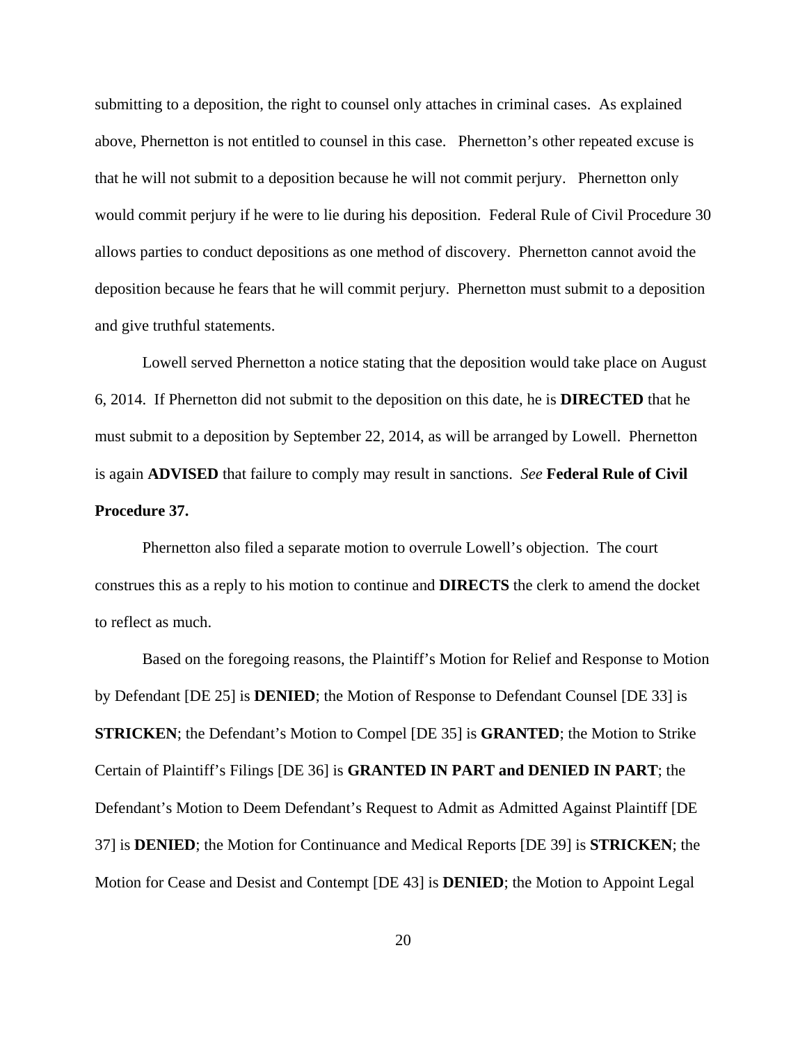submitting to a deposition, the right to counsel only attaches in criminal cases. As explained above, Phernetton is not entitled to counsel in this case. Phernetton's other repeated excuse is that he will not submit to a deposition because he will not commit perjury. Phernetton only would commit perjury if he were to lie during his deposition. Federal Rule of Civil Procedure 30 allows parties to conduct depositions as one method of discovery. Phernetton cannot avoid the deposition because he fears that he will commit perjury. Phernetton must submit to a deposition and give truthful statements.

Lowell served Phernetton a notice stating that the deposition would take place on August 6, 2014. If Phernetton did not submit to the deposition on this date, he is **DIRECTED** that he must submit to a deposition by September 22, 2014, as will be arranged by Lowell. Phernetton is again **ADVISED** that failure to comply may result in sanctions. *See* **Federal Rule of Civil Procedure 37.**

Phernetton also filed a separate motion to overrule Lowell's objection. The court construes this as a reply to his motion to continue and **DIRECTS** the clerk to amend the docket to reflect as much.

Based on the foregoing reasons, the Plaintiff's Motion for Relief and Response to Motion by Defendant [DE 25] is **DENIED**; the Motion of Response to Defendant Counsel [DE 33] is **STRICKEN**; the Defendant's Motion to Compel [DE 35] is **GRANTED**; the Motion to Strike Certain of Plaintiff's Filings [DE 36] is **GRANTED IN PART and DENIED IN PART**; the Defendant's Motion to Deem Defendant's Request to Admit as Admitted Against Plaintiff [DE 37] is **DENIED**; the Motion for Continuance and Medical Reports [DE 39] is **STRICKEN**; the Motion for Cease and Desist and Contempt [DE 43] is **DENIED**; the Motion to Appoint Legal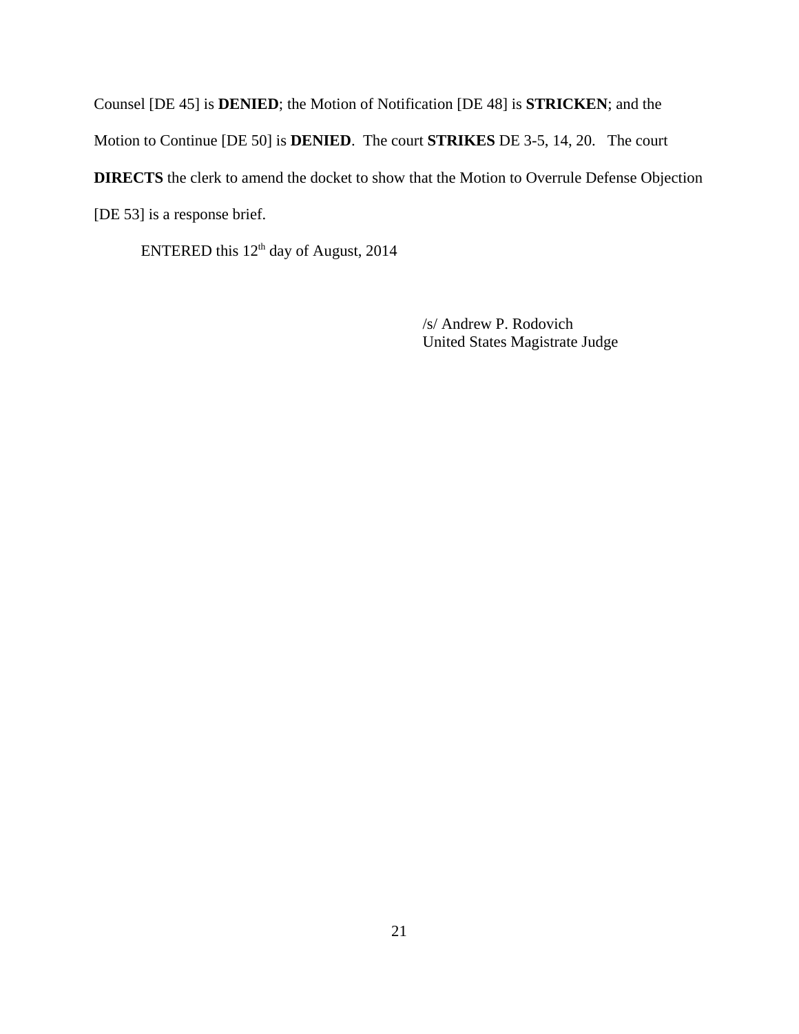Counsel [DE 45] is **DENIED**; the Motion of Notification [DE 48] is **STRICKEN**; and the Motion to Continue [DE 50] is **DENIED**. The court **STRIKES** DE 3-5, 14, 20. The court **DIRECTS** the clerk to amend the docket to show that the Motion to Overrule Defense Objection [DE 53] is a response brief.

ENTERED this 12th day of August, 2014

/s/ Andrew P. Rodovich
United States Magistrate Judge